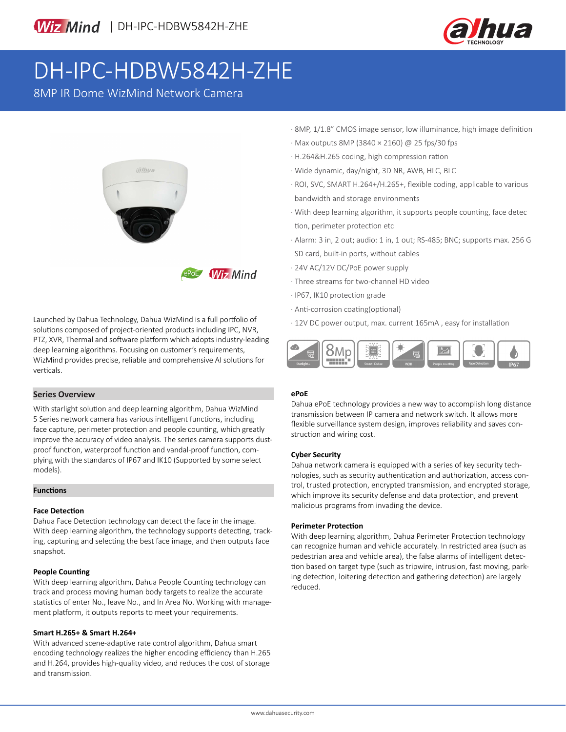# DH-IPC-HDBW5842H-ZHE

8MP IR Dome WizMind Network Camera

- 8MP, 1/1.8" CMOS image sensor, low illuminance, high image definition
- Max outputs 8MP (3840 × 2160) @ 25 fps/30 fps
- H.264&H.265 coding, high compression ration
- Wide dynamic, day/night, 3D NR, AWB, HLC, BLC
- ROI, SVC, SMART H.264+/H.265+, flexible coding, applicable to various bandwidth and storage environments
- With deep learning algorithm, it supports people counting, face detection, perimeter protection etc
- Alarm: 3 in, 2 out; audio: 1 in, 1 out; RS-485; BNC; supports max. 256 G SD card, built-in ports, without cables
- 24V AC/12V DC/PoE power supply
- Three streams for two-channel HD video
- IP67, IK10 protection grade
- Anti-corrosion coating(optional)
- 12V DC power output, max. current 165mA , easy for installation

Launched by Dahua Technology, Dahua WizMind is a full portfolio of solutions composed of project-oriented products including IPC, NVR, PTZ, XVR, Thermal and software platform which adopts industry-leading deep learning algorithms. Focusing on customer's requirements, WizMind provides precise, reliable and comprehensive AI solutions for verticals.

## Series Overview

With starlight solution and deep learning algorithm, Dahua WizMind 5 Series network camera has various intelligent functions, including face capture, perimeter protection and people counting, which greatly improve the accuracy of video analysis. The series camera supports dust-proof function, waterproof function and vandal-proof function, complying with the standards of IP67 and IK10 (Supported by some select models).

## Functions

### Face Detection

Dahua Face Detection technology can detect the face in the image. With deep learning algorithm, the technology supports detecting, tracking, capturing and selecting the best face image, and then outputs face snapshot.

### People Counting

With deep learning algorithm, Dahua People Counting technology can track and process moving human body targets to realize the accurate statistics of enter No., leave No., and In Area No. Working with management platform, it outputs reports to meet your requirements.

### Smart H.265+ & Smart H.264+

With advanced scene-adaptive rate control algorithm, Dahua smart encoding technology realizes the higher encoding efficiency than H.265 and H.264, provides high-quality video, and reduces the cost of storage and transmission.

### ePoE

Dahua ePoE technology provides a new way to accomplish long distance transmission between IP camera and network switch. It allows more flexible surveillance system design, improves reliability and saves construction and wiring cost.

### Cyber Security

Dahua network camera is equipped with a series of key security technologies, such as security authentication and authorization, access control, trusted protection, encrypted transmission, and encrypted storage, which improve its security defense and data protection, and prevent malicious programs from invading the device.

### Perimeter Protection

With deep learning algorithm, Dahua Perimeter Protection technology can recognize human and vehicle accurately. In restricted area (such as pedestrian area and vehicle area), the false alarms of intelligent detection based on target type (such as tripwire, intrusion, fast moving, parking detection, loitering detection and gathering detection) are largely reduced.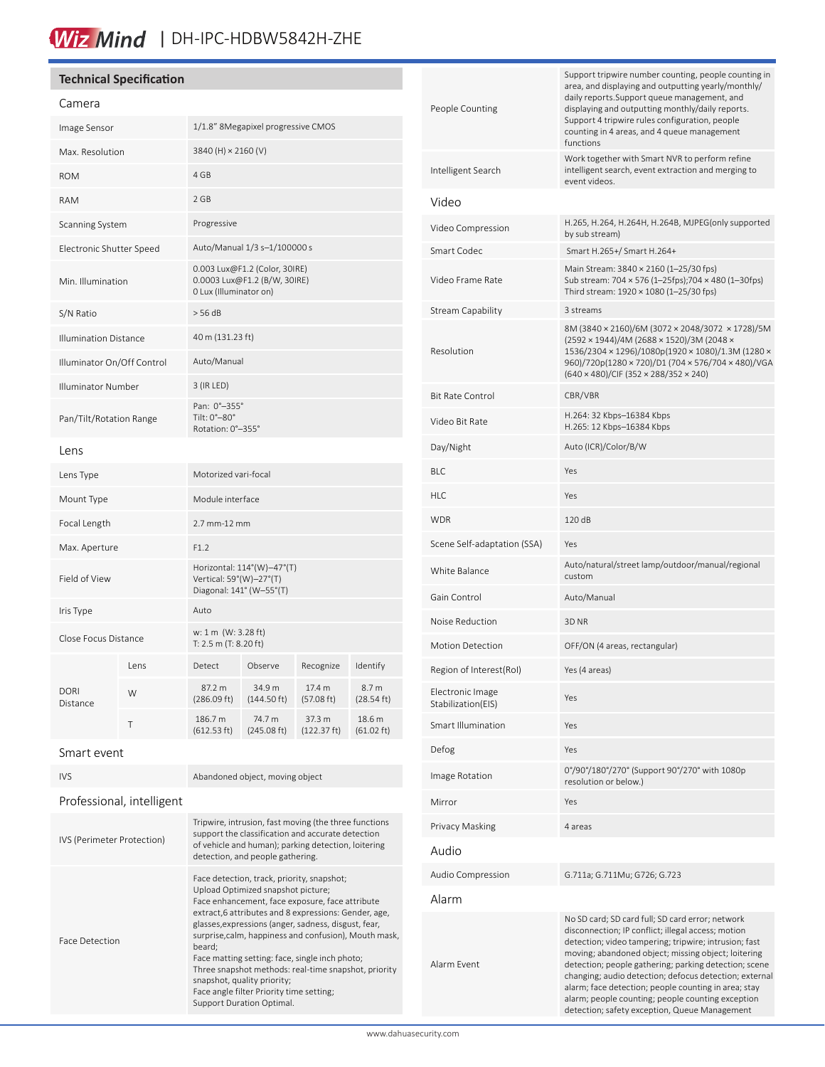## Technical Specification

### Camera

| | |
|---|---|
| Image Sensor | 1/1.8" 8Megapixel progressive CMOS |
| Max. Resolution | 3840 (H) × 2160 (V) |
| ROM | 4 GB |
| RAM | 2 GB |
| Scanning System | Progressive |
| Electronic Shutter Speed | Auto/Manual 1/3 s–1/100000 s |
| Min. Illumination | 0.003 Lux@F1.2 (Color, 30IRE)<br>0.0003 Lux@F1.2 (B/W, 30IRE)<br>0 Lux (Illuminator on) |
| S/N Ratio | > 56 dB |
| Illumination Distance | 40 m (131.23 ft) |
| Illuminator On/Off Control | Auto/Manual |
| Illuminator Number | 3 (IR LED) |
| Pan/Tilt/Rotation Range | Pan: 0°–355°<br>Tilt: 0°–80°<br>Rotation: 0°–355° |

### Lens

| | | | | | |
|---|---|---|---|---|---|
| Lens Type | Motorized vari-focal | | | | |
| Mount Type | Module interface | | | | |
| Focal Length | 2.7 mm-12 mm | | | | |
| Max. Aperture | F1.2 | | | | |
| Field of View | Horizontal: 114°(W)–47°(T)<br>Vertical: 59°(W)–27°(T)<br>Diagonal: 141° (W–55°(T) | | | | |
| Iris Type | Auto | | | | |
| Close Focus Distance | w: 1 m (W: 3.28 ft)<br>T: 2.5 m (T: 8.20 ft) | | | | |
| DORI Distance | Lens | Detect | Observe | Recognize | Identify |
| | W | 87.2 m (286.09 ft) | 34.9 m (144.50 ft) | 17.4 m (57.08 ft) | 8.7 m (28.54 ft) |
| | T | 186.7 m (612.53 ft) | 74.7 m (245.08 ft) | 37.3 m (122.37 ft) | 18.6 m (61.02 ft) |

### Smart event

| | |
|---|---|
| IVS | Abandoned object, moving object |

### Professional, intelligent

| | |
|---|---|
| IVS (Perimeter Protection) | Tripwire, intrusion, fast moving (the three functions support the classification and accurate detection of vehicle and human); parking detection, loitering detection, and people gathering. |
| Face Detection | Face detection, track, priority, snapshot;<br>Upload Optimized snapshot picture;<br>Face enhancement, face exposure, face attribute extract,6 attributes and 8 expressions: Gender, age, glasses,expressions (anger, sadness, disgust, fear, surprise,calm, happiness and confusion), Mouth mask, beard;<br>Face matting setting: face, single inch photo;<br>Three snapshot methods: real-time snapshot, priority snapshot, quality priority;<br>Face angle filter Priority time setting;<br>Support Duration Optimal. |
| People Counting | Support tripwire number counting, people counting in area, and displaying and outputting yearly/monthly/daily reports.Support queue management, and displaying and outputting monthly/daily reports. Support 4 tripwire rules configuration, people counting in 4 areas, and 4 queue management functions |
| Intelligent Search | Work together with Smart NVR to perform refine intelligent search, event extraction and merging to event videos. |

### Video

| | |
|---|---|
| Video Compression | H.265, H.264, H.264H, H.264B, MJPEG(only supported by sub stream) |
| Smart Codec | Smart H.265+/ Smart H.264+ |
| Video Frame Rate | Main Stream: 3840 × 2160 (1–25/30 fps)<br>Sub stream: 704 × 576 (1–25fps);704 × 480 (1–30fps)<br>Third stream: 1920 × 1080 (1–25/30 fps) |
| Stream Capability | 3 streams |
| Resolution | 8M (3840 × 2160)/6M (3072 × 2048/3072 × 1728)/5M (2592 × 1944)/4M (2688 × 1520)/3M (2048 × 1536/2304 × 1296)/1080p(1920 × 1080)/1.3M (1280 × 960)/720p(1280 × 720)/D1 (704 × 576/704 × 480)/VGA (640 × 480)/CIF (352 × 288/352 × 240) |
| Bit Rate Control | CBR/VBR |
| Video Bit Rate | H.264: 32 Kbps–16384 Kbps<br>H.265: 12 Kbps–16384 Kbps |
| Day/Night | Auto (ICR)/Color/B/W |
| BLC | Yes |
| HLC | Yes |
| WDR | 120 dB |
| Scene Self-adaptation (SSA) | Yes |
| White Balance | Auto/natural/street lamp/outdoor/manual/regional custom |
| Gain Control | Auto/Manual |
| Noise Reduction | 3D NR |
| Motion Detection | OFF/ON (4 areas, rectangular) |
| Region of Interest(RoI) | Yes (4 areas) |
| Electronic Image Stabilization(EIS) | Yes |
| Smart Illumination | Yes |
| Defog | Yes |
| Image Rotation | 0°/90°/180°/270° (Support 90°/270° with 1080p resolution or below.) |
| Mirror | Yes |
| Privacy Masking | 4 areas |

### Audio

| | |
|---|---|
| Audio Compression | G.711a; G.711Mu; G726; G.723 |

### Alarm

| | |
|---|---|
| Alarm Event | No SD card; SD card full; SD card error; network disconnection; IP conflict; illegal access; motion detection; video tampering; tripwire; intrusion; fast moving; abandoned object; missing object; loitering detection; people gathering; parking detection; scene changing; audio detection; defocus detection; external alarm; face detection; people counting in area; stay alarm; people counting; people counting exception detection; safety exception, Queue Management |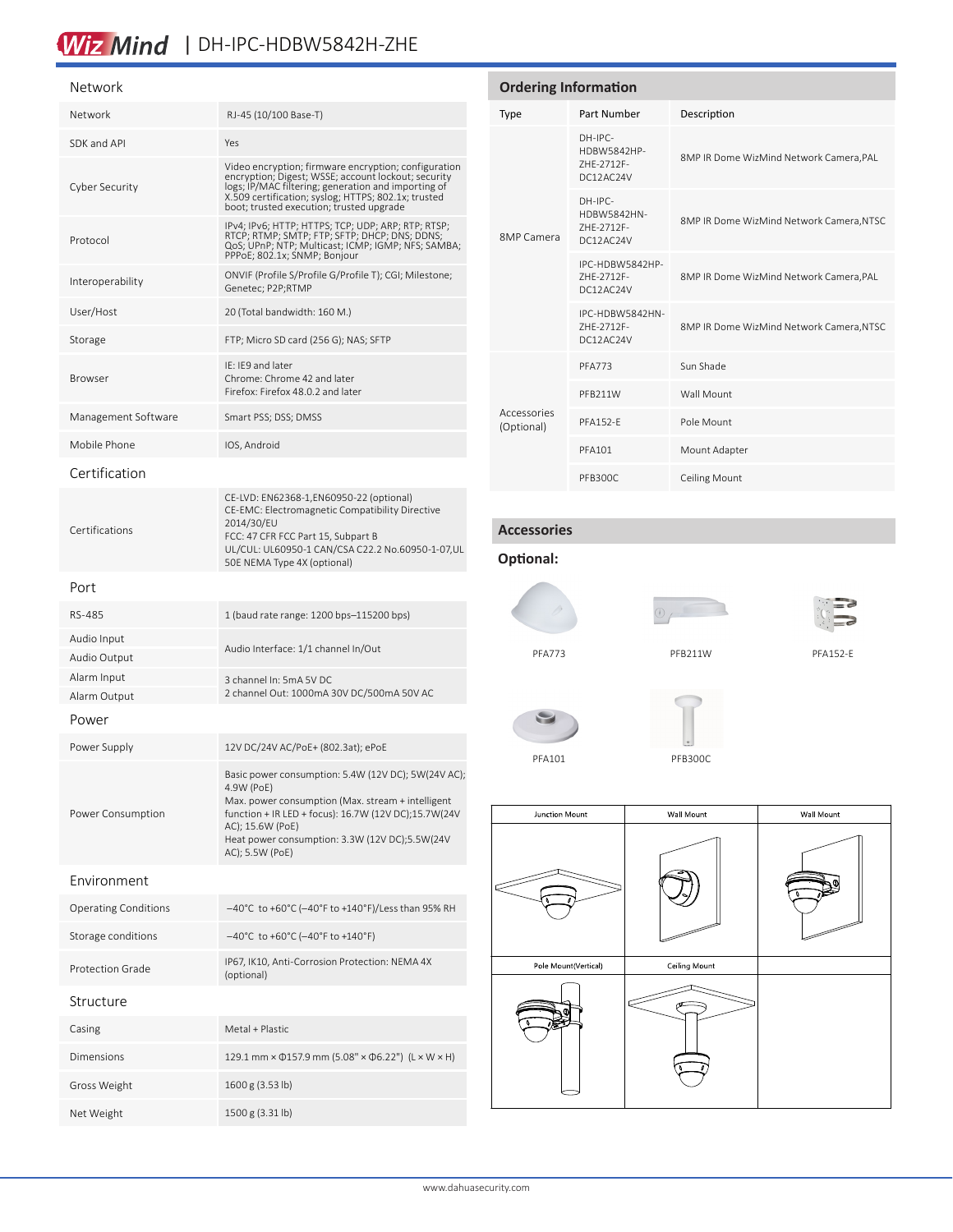# WizMind | DH-IPC-HDBW5842H-ZHE

## Network

| | |
|---|---|
| Network | RJ-45 (10/100 Base-T) |
| SDK and API | Yes |
| Cyber Security | Video encryption; firmware encryption; configuration encryption; Digest; WSSE; account lockout; security logs; IP/MAC filtering; generation and importing of X.509 certification; syslog; HTTPS; 802.1x; trusted boot; trusted execution; trusted upgrade |
| Protocol | IPv4; IPv6; HTTP; HTTPS; TCP; UDP; ARP; RTP; RTSP; RTCP; RTMP; SMTP; FTP; SFTP; DHCP; DNS; DDNS; QoS; UPnP; NTP; Multicast; ICMP; IGMP; NFS; SAMBA; PPPoE; 802.1x; SNMP; Bonjour |
| Interoperability | ONVIF (Profile S/Profile G/Profile T); CGI; Milestone; Genetec; P2P;RTMP |
| User/Host | 20 (Total bandwidth: 160 M.) |
| Storage | FTP; Micro SD card (256 G); NAS; SFTP |
| Browser | IE: IE9 and later<br>Chrome: Chrome 42 and later<br>Firefox: Firefox 48.0.2 and later |
| Management Software | Smart PSS; DSS; DMSS |
| Mobile Phone | IOS, Android |

## Certification

| | |
|---|---|
| Certifications | CE-LVD: EN62368-1,EN60950-22 (optional)<br>CE-EMC: Electromagnetic Compatibility Directive 2014/30/EU<br>FCC: 47 CFR FCC Part 15, Subpart B<br>UL/CUL: UL60950-1 CAN/CSA C22.2 No.60950-1-07,UL 50E NEMA Type 4X (optional) |

## Port

| | |
|---|---|
| RS-485 | 1 (baud rate range: 1200 bps–115200 bps) |
| Audio Input | Audio Interface: 1/1 channel In/Out |
| Audio Output | |
| Alarm Input | 3 channel In: 5mA 5V DC |
| Alarm Output | 2 channel Out: 1000mA 30V DC/500mA 50V AC |

## Power

| | |
|---|---|
| Power Supply | 12V DC/24V AC/PoE+ (802.3at); ePoE |
| Power Consumption | Basic power consumption: 5.4W (12V DC); 5W(24V AC); 4.9W (PoE)<br>Max. power consumption (Max. stream + intelligent function + IR LED + focus): 16.7W (12V DC);15.7W(24V AC); 15.6W (PoE)<br>Heat power consumption: 3.3W (12V DC);5.5W(24V AC); 5.5W (PoE) |

## Environment

| | |
|---|---|
| Operating Conditions | –40°C to +60°C (–40°F to +140°F)/Less than 95% RH |
| Storage conditions | –40°C to +60°C (–40°F to +140°F) |
| Protection Grade | IP67, IK10, Anti-Corrosion Protection: NEMA 4X (optional) |

## Structure

| | |
|---|---|
| Casing | Metal + Plastic |
| Dimensions | 129.1 mm × Φ157.9 mm (5.08" × Φ6.22") (L × W × H) |
| Gross Weight | 1600 g (3.53 lb) |
| Net Weight | 1500 g (3.31 lb) |

## Ordering Information

| Type | Part Number | Description |
|---|---|---|
| 8MP Camera | DH-IPC-HDBW5842HP-ZHE-2712F-DC12AC24V | 8MP IR Dome WizMind Network Camera,PAL |
| | DH-IPC-HDBW5842HN-ZHE-2712F-DC12AC24V | 8MP IR Dome WizMind Network Camera,NTSC |
| | IPC-HDBW5842HP-ZHE-2712F-DC12AC24V | 8MP IR Dome WizMind Network Camera,PAL |
| | IPC-HDBW5842HN-ZHE-2712F-DC12AC24V | 8MP IR Dome WizMind Network Camera,NTSC |
| Accessories (Optional) | PFA773 | Sun Shade |
| | PFB211W | Wall Mount |
| | PFA152-E | Pole Mount |
| | PFA101 | Mount Adapter |
| | PFB300C | Ceiling Mount |

## Accessories

### Optional:

PFA773

PFB211W

PFA152-E

PFA101

PFB300C

| Junction Mount | Wall Mount | Wall Mount |
|---|---|---|
| Pole Mount(Vertical) | Ceiling Mount | |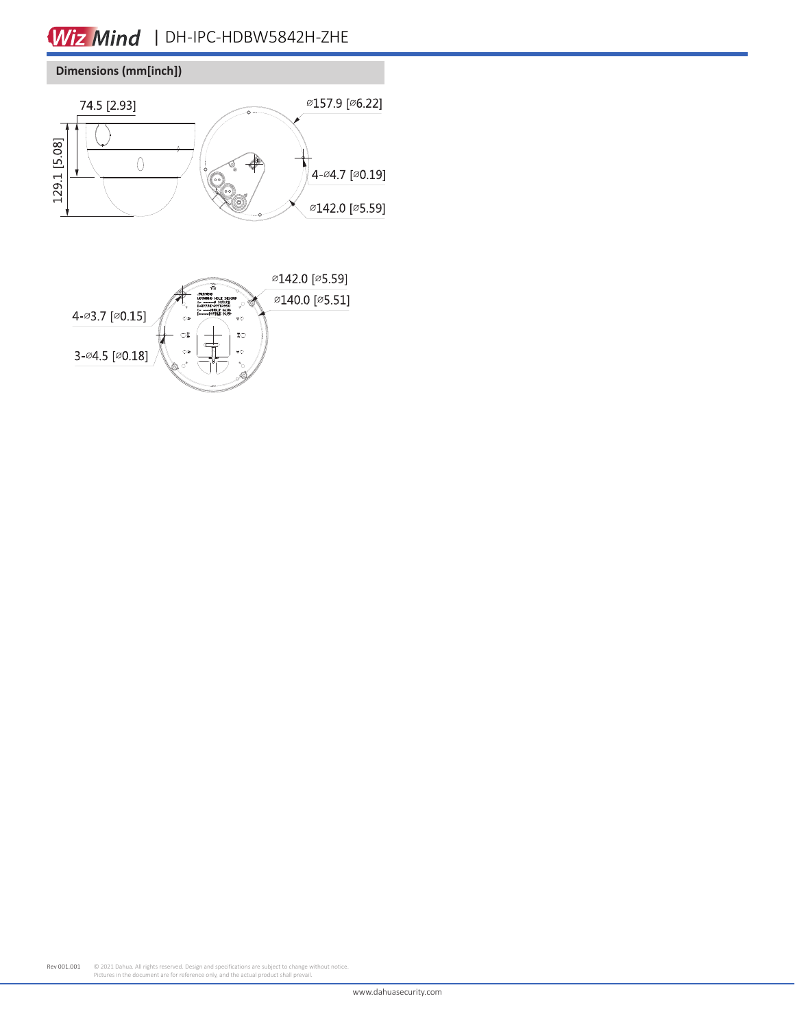## Dimensions (mm[inch])

74.5 [2.93]

129.1 [5.08]

⌀157.9 [⌀6.22]

4-⌀4.7 [⌀0.19]

⌀142.0 [⌀5.59]

⌀142.0 [⌀5.59]

⌀140.0 [⌀5.51]

4-⌀3.7 [⌀0.15]

3-⌀4.5 [⌀0.18]

Rev 001.001 © 2021 Dahua. All rights reserved. Design and specifications are subject to change without notice.
Pictures in the document are for reference only, and the actual product shall prevail.

www.dahuasecurity.com